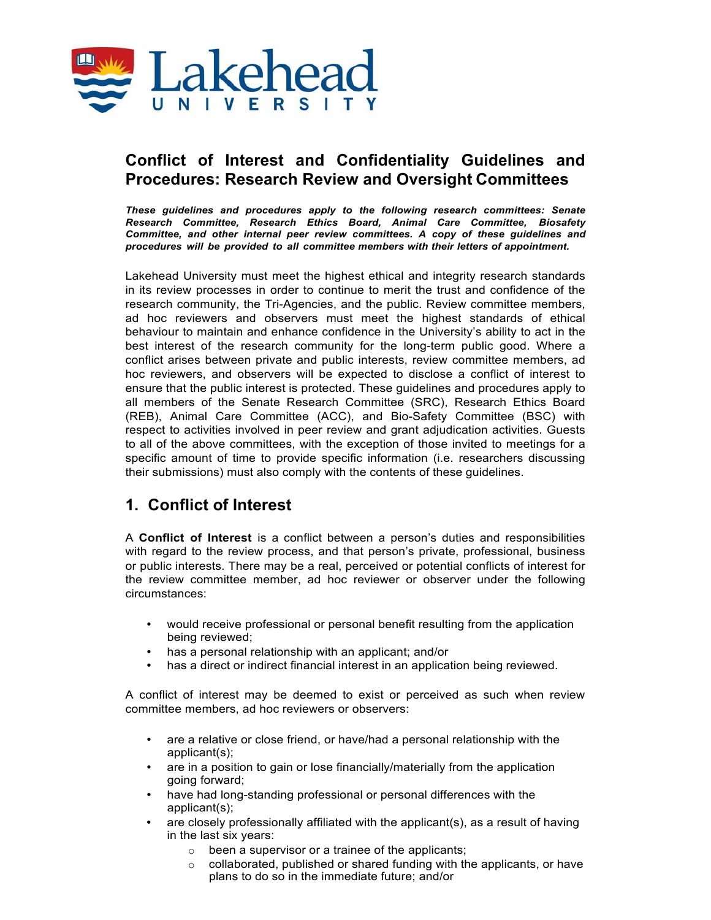# Conflict of Interest and Confidentiality Guidelines and Procedures: Research Review and Oversight Committees

***These guidelines and procedures apply to the following research committees: Senate Research Committee, Research Ethics Board, Animal Care Committee, Biosafety Committee, and other internal peer review committees. A copy of these guidelines and procedures will be provided to all committee members with their letters of appointment.***

Lakehead University must meet the highest ethical and integrity research standards in its review processes in order to continue to merit the trust and confidence of the research community, the Tri-Agencies, and the public. Review committee members, ad hoc reviewers and observers must meet the highest standards of ethical behaviour to maintain and enhance confidence in the University's ability to act in the best interest of the research community for the long-term public good. Where a conflict arises between private and public interests, review committee members, ad hoc reviewers, and observers will be expected to disclose a conflict of interest to ensure that the public interest is protected. These guidelines and procedures apply to all members of the Senate Research Committee (SRC), Research Ethics Board (REB), Animal Care Committee (ACC), and Bio-Safety Committee (BSC) with respect to activities involved in peer review and grant adjudication activities. Guests to all of the above committees, with the exception of those invited to meetings for a specific amount of time to provide specific information (i.e. researchers discussing their submissions) must also comply with the contents of these guidelines.

## 1. Conflict of Interest

A **Conflict of Interest** is a conflict between a person's duties and responsibilities with regard to the review process, and that person's private, professional, business or public interests. There may be a real, perceived or potential conflicts of interest for the review committee member, ad hoc reviewer or observer under the following circumstances:

- would receive professional or personal benefit resulting from the application being reviewed;
- has a personal relationship with an applicant; and/or
- has a direct or indirect financial interest in an application being reviewed.

A conflict of interest may be deemed to exist or perceived as such when review committee members, ad hoc reviewers or observers:

- are a relative or close friend, or have/had a personal relationship with the applicant(s);
- are in a position to gain or lose financially/materially from the application going forward;
- have had long-standing professional or personal differences with the applicant(s);
- are closely professionally affiliated with the applicant(s), as a result of having in the last six years:
  - been a supervisor or a trainee of the applicants;
  - collaborated, published or shared funding with the applicants, or have plans to do so in the immediate future; and/or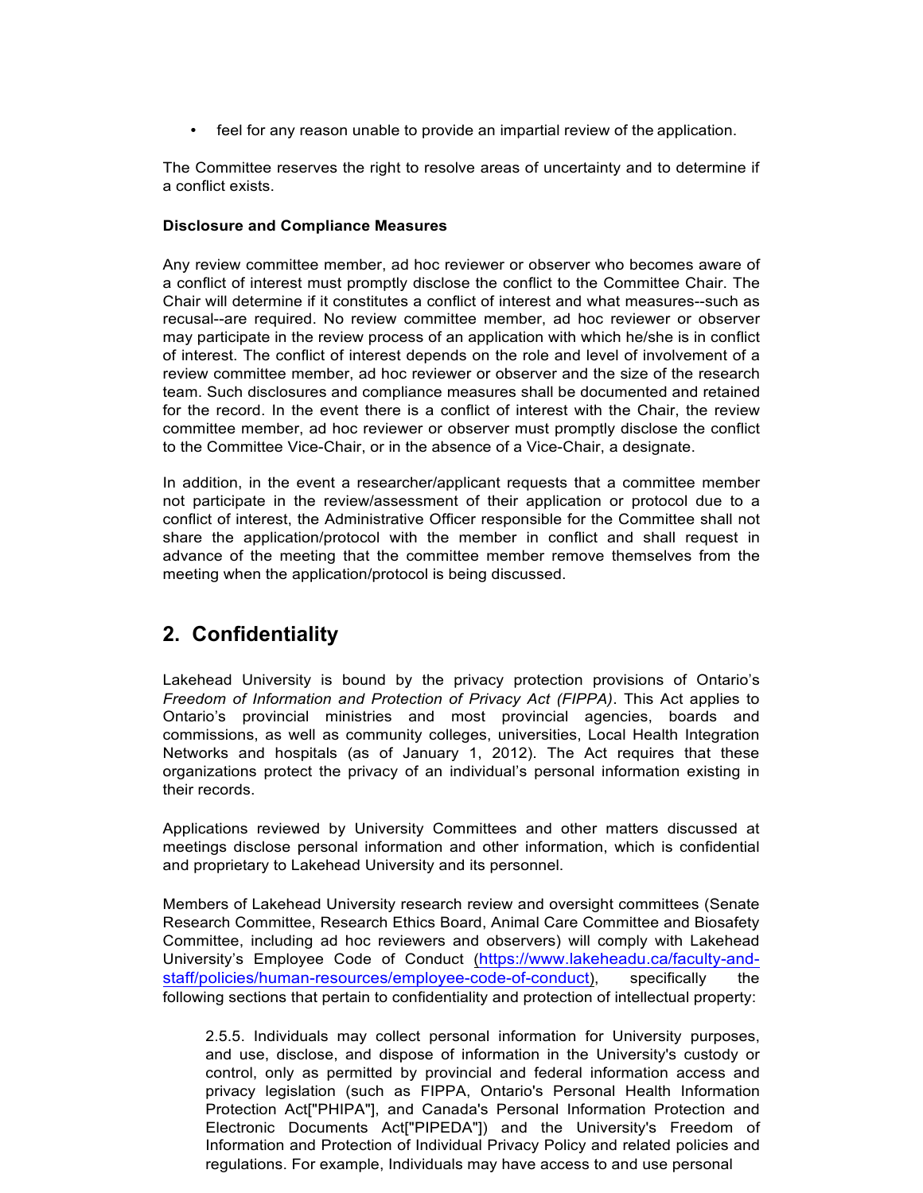- feel for any reason unable to provide an impartial review of the application.

The Committee reserves the right to resolve areas of uncertainty and to determine if a conflict exists.

**Disclosure and Compliance Measures**

Any review committee member, ad hoc reviewer or observer who becomes aware of a conflict of interest must promptly disclose the conflict to the Committee Chair. The Chair will determine if it constitutes a conflict of interest and what measures--such as recusal--are required. No review committee member, ad hoc reviewer or observer may participate in the review process of an application with which he/she is in conflict of interest. The conflict of interest depends on the role and level of involvement of a review committee member, ad hoc reviewer or observer and the size of the research team. Such disclosures and compliance measures shall be documented and retained for the record. In the event there is a conflict of interest with the Chair, the review committee member, ad hoc reviewer or observer must promptly disclose the conflict to the Committee Vice-Chair, or in the absence of a Vice-Chair, a designate.

In addition, in the event a researcher/applicant requests that a committee member not participate in the review/assessment of their application or protocol due to a conflict of interest, the Administrative Officer responsible for the Committee shall not share the application/protocol with the member in conflict and shall request in advance of the meeting that the committee member remove themselves from the meeting when the application/protocol is being discussed.

## 2. Confidentiality

Lakehead University is bound by the privacy protection provisions of Ontario's *Freedom of Information and Protection of Privacy Act (FIPPA)*. This Act applies to Ontario's provincial ministries and most provincial agencies, boards and commissions, as well as community colleges, universities, Local Health Integration Networks and hospitals (as of January 1, 2012). The Act requires that these organizations protect the privacy of an individual's personal information existing in their records.

Applications reviewed by University Committees and other matters discussed at meetings disclose personal information and other information, which is confidential and proprietary to Lakehead University and its personnel.

Members of Lakehead University research review and oversight committees (Senate Research Committee, Research Ethics Board, Animal Care Committee and Biosafety Committee, including ad hoc reviewers and observers) will comply with Lakehead University's Employee Code of Conduct (https://www.lakeheadu.ca/faculty-and-staff/policies/human-resources/employee-code-of-conduct), specifically the following sections that pertain to confidentiality and protection of intellectual property:

> 2.5.5. Individuals may collect personal information for University purposes, and use, disclose, and dispose of information in the University's custody or control, only as permitted by provincial and federal information access and privacy legislation (such as FIPPA, Ontario's Personal Health Information Protection Act["PHIPA"], and Canada's Personal Information Protection and Electronic Documents Act["PIPEDA"]) and the University's Freedom of Information and Protection of Individual Privacy Policy and related policies and regulations. For example, Individuals may have access to and use personal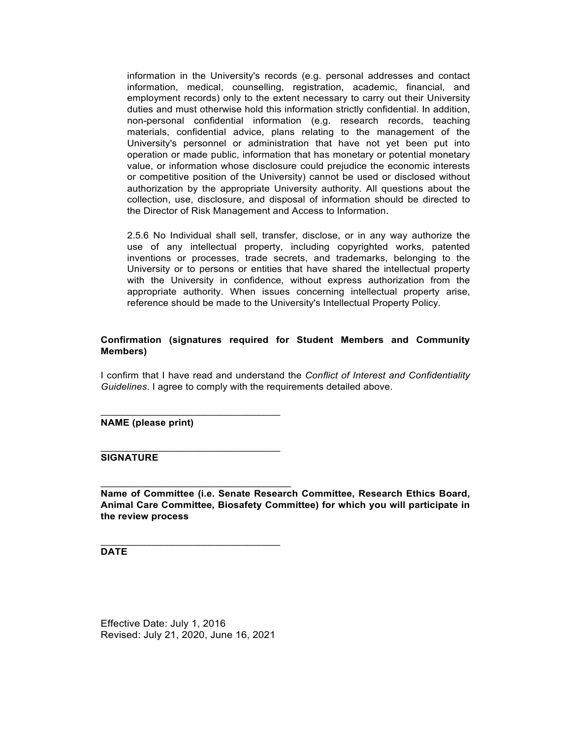information in the University's records (e.g. personal addresses and contact information, medical, counselling, registration, academic, financial, and employment records) only to the extent necessary to carry out their University duties and must otherwise hold this information strictly confidential. In addition, non-personal confidential information (e.g. research records, teaching materials, confidential advice, plans relating to the management of the University's personnel or administration that have not yet been put into operation or made public, information that has monetary or potential monetary value, or information whose disclosure could prejudice the economic interests or competitive position of the University) cannot be used or disclosed without authorization by the appropriate University authority. All questions about the collection, use, disclosure, and disposal of information should be directed to the Director of Risk Management and Access to Information.

2.5.6 No Individual shall sell, transfer, disclose, or in any way authorize the use of any intellectual property, including copyrighted works, patented inventions or processes, trade secrets, and trademarks, belonging to the University or to persons or entities that have shared the intellectual property with the University in confidence, without express authorization from the appropriate authority. When issues concerning intellectual property arise, reference should be made to the University's Intellectual Property Policy.

**Confirmation (signatures required for Student Members and Community Members)**

I confirm that I have read and understand the *Conflict of Interest and Confidentiality Guidelines*. I agree to comply with the requirements detailed above.

_________________________________

**NAME (please print)**

_________________________________

**SIGNATURE**

___________________________________

**Name of Committee (i.e. Senate Research Committee, Research Ethics Board, Animal Care Committee, Biosafety Committee) for which you will participate in the review process**

_________________________________

**DATE**

Effective Date: July 1, 2016
Revised: July 21, 2020, June 16, 2021